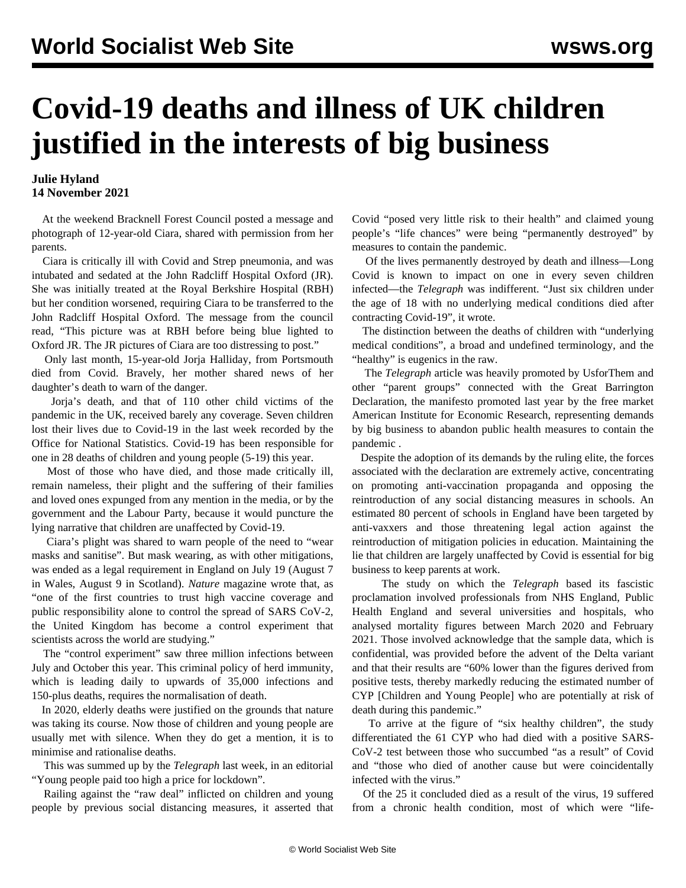# Covid-19 deaths and illness of UK children justified in the interests of big business

**Julie Hyland**
**14 November 2021**

At the weekend Bracknell Forest Council posted a message and photograph of 12-year-old Ciara, shared with permission from her parents.

Ciara is critically ill with Covid and Strep pneumonia, and was intubated and sedated at the John Radcliff Hospital Oxford (JR). She was initially treated at the Royal Berkshire Hospital (RBH) but her condition worsened, requiring Ciara to be transferred to the John Radcliff Hospital Oxford. The message from the council read, "This picture was at RBH before being blue lighted to Oxford JR. The JR pictures of Ciara are too distressing to post."

Only last month, 15-year-old Jorja Halliday, from Portsmouth died from Covid. Bravely, her mother shared news of her daughter's death to warn of the danger.

Jorja's death, and that of 110 other child victims of the pandemic in the UK, received barely any coverage. Seven children lost their lives due to Covid-19 in the last week recorded by the Office for National Statistics. Covid-19 has been responsible for one in 28 deaths of children and young people (5-19) this year.

Most of those who have died, and those made critically ill, remain nameless, their plight and the suffering of their families and loved ones expunged from any mention in the media, or by the government and the Labour Party, because it would puncture the lying narrative that children are unaffected by Covid-19.

Ciara's plight was shared to warn people of the need to "wear masks and sanitise". But mask wearing, as with other mitigations, was ended as a legal requirement in England on July 19 (August 7 in Wales, August 9 in Scotland). *Nature* magazine wrote that, as "one of the first countries to trust high vaccine coverage and public responsibility alone to control the spread of SARS CoV-2, the United Kingdom has become a control experiment that scientists across the world are studying."

The "control experiment" saw three million infections between July and October this year. This criminal policy of herd immunity, which is leading daily to upwards of 35,000 infections and 150-plus deaths, requires the normalisation of death.

In 2020, elderly deaths were justified on the grounds that nature was taking its course. Now those of children and young people are usually met with silence. When they do get a mention, it is to minimise and rationalise deaths.

This was summed up by the *Telegraph* last week, in an editorial "Young people paid too high a price for lockdown".

Railing against the "raw deal" inflicted on children and young people by previous social distancing measures, it asserted that Covid "posed very little risk to their health" and claimed young people's "life chances" were being "permanently destroyed" by measures to contain the pandemic.

Of the lives permanently destroyed by death and illness—Long Covid is known to impact on one in every seven children infected—the *Telegraph* was indifferent. "Just six children under the age of 18 with no underlying medical conditions died after contracting Covid-19", it wrote.

The distinction between the deaths of children with "underlying medical conditions", a broad and undefined terminology, and the "healthy" is eugenics in the raw.

The *Telegraph* article was heavily promoted by UsforThem and other "parent groups" connected with the Great Barrington Declaration, the manifesto promoted last year by the free market American Institute for Economic Research, representing demands by big business to abandon public health measures to contain the pandemic .

Despite the adoption of its demands by the ruling elite, the forces associated with the declaration are extremely active, concentrating on promoting anti-vaccination propaganda and opposing the reintroduction of any social distancing measures in schools. An estimated 80 percent of schools in England have been targeted by anti-vaxxers and those threatening legal action against the reintroduction of mitigation policies in education. Maintaining the lie that children are largely unaffected by Covid is essential for big business to keep parents at work.

The study on which the *Telegraph* based its fascistic proclamation involved professionals from NHS England, Public Health England and several universities and hospitals, who analysed mortality figures between March 2020 and February 2021. Those involved acknowledge that the sample data, which is confidential, was provided before the advent of the Delta variant and that their results are "60% lower than the figures derived from positive tests, thereby markedly reducing the estimated number of CYP [Children and Young People] who are potentially at risk of death during this pandemic."

To arrive at the figure of "six healthy children", the study differentiated the 61 CYP who had died with a positive SARS-CoV-2 test between those who succumbed "as a result" of Covid and "those who died of another cause but were coincidentally infected with the virus."

Of the 25 it concluded died as a result of the virus, 19 suffered from a chronic health condition, most of which were "life-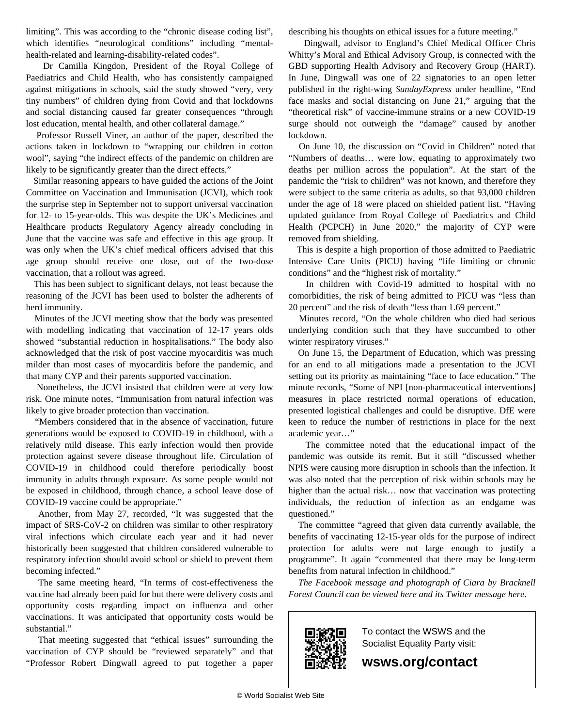limiting". This was according to the "chronic disease coding list", which identifies "neurological conditions" including "mental-health-related and learning-disability-related codes".

Dr Camilla Kingdon, President of the Royal College of Paediatrics and Child Health, who has consistently campaigned against mitigations in schools, said the study showed "very, very tiny numbers" of children dying from Covid and that lockdowns and social distancing caused far greater consequences "through lost education, mental health, and other collateral damage."

Professor Russell Viner, an author of the paper, described the actions taken in lockdown to "wrapping our children in cotton wool", saying "the indirect effects of the pandemic on children are likely to be significantly greater than the direct effects."

Similar reasoning appears to have guided the actions of the Joint Committee on Vaccination and Immunisation (JCVI), which took the surprise step in September not to support universal vaccination for 12- to 15-year-olds. This was despite the UK's Medicines and Healthcare products Regulatory Agency already concluding in June that the vaccine was safe and effective in this age group. It was only when the UK's chief medical officers advised that this age group should receive one dose, out of the two-dose vaccination, that a rollout was agreed.

This has been subject to significant delays, not least because the reasoning of the JCVI has been used to bolster the adherents of herd immunity.

Minutes of the JCVI meeting show that the body was presented with modelling indicating that vaccination of 12-17 years olds showed "substantial reduction in hospitalisations." The body also acknowledged that the risk of post vaccine myocarditis was much milder than most cases of myocarditis before the pandemic, and that many CYP and their parents supported vaccination.

Nonetheless, the JCVI insisted that children were at very low risk. One minute notes, "Immunisation from natural infection was likely to give broader protection than vaccination.

"Members considered that in the absence of vaccination, future generations would be exposed to COVID-19 in childhood, with a relatively mild disease. This early infection would then provide protection against severe disease throughout life. Circulation of COVID-19 in childhood could therefore periodically boost immunity in adults through exposure. As some people would not be exposed in childhood, through chance, a school leave dose of COVID-19 vaccine could be appropriate."

Another, from May 27, recorded, "It was suggested that the impact of SRS-CoV-2 on children was similar to other respiratory viral infections which circulate each year and it had never historically been suggested that children considered vulnerable to respiratory infection should avoid school or shield to prevent them becoming infected."

The same meeting heard, "In terms of cost-effectiveness the vaccine had already been paid for but there were delivery costs and opportunity costs regarding impact on influenza and other vaccinations. It was anticipated that opportunity costs would be substantial."

That meeting suggested that "ethical issues" surrounding the vaccination of CYP should be "reviewed separately" and that "Professor Robert Dingwall agreed to put together a paper describing his thoughts on ethical issues for a future meeting."

Dingwall, advisor to England's Chief Medical Officer Chris Whitty's Moral and Ethical Advisory Group, is connected with the GBD supporting Health Advisory and Recovery Group (HART). In June, Dingwall was one of 22 signatories to an open letter published in the right-wing *SundayExpress* under headline, "End face masks and social distancing on June 21," arguing that the "theoretical risk" of vaccine-immune strains or a new COVID-19 surge should not outweigh the "damage" caused by another lockdown.

On June 10, the discussion on "Covid in Children" noted that "Numbers of deaths… were low, equating to approximately two deaths per million across the population". At the start of the pandemic the "risk to children" was not known, and therefore they were subject to the same criteria as adults, so that 93,000 children under the age of 18 were placed on shielded patient list. "Having updated guidance from Royal College of Paediatrics and Child Health (PCPCH) in June 2020," the majority of CYP were removed from shielding.

This is despite a high proportion of those admitted to Paediatric Intensive Care Units (PICU) having "life limiting or chronic conditions" and the "highest risk of mortality."

In children with Covid-19 admitted to hospital with no comorbidities, the risk of being admitted to PICU was "less than 20 percent" and the risk of death "less than 1.69 percent."

Minutes record, "On the whole children who died had serious underlying condition such that they have succumbed to other winter respiratory viruses."

On June 15, the Department of Education, which was pressing for an end to all mitigations made a presentation to the JCVI setting out its priority as maintaining "face to face education." The minute records, "Some of NPI [non-pharmaceutical interventions] measures in place restricted normal operations of education, presented logistical challenges and could be disruptive. DfE were keen to reduce the number of restrictions in place for the next academic year…"

The committee noted that the educational impact of the pandemic was outside its remit. But it still "discussed whether NPIS were causing more disruption in schools than the infection. It was also noted that the perception of risk within schools may be higher than the actual risk… now that vaccination was protecting individuals, the reduction of infection as an endgame was questioned."

The committee "agreed that given data currently available, the benefits of vaccinating 12-15-year olds for the purpose of indirect protection for adults were not large enough to justify a programme". It again "commented that there may be long-term benefits from natural infection in childhood."

*The Facebook message and photograph of Ciara by Bracknell Forest Council can be viewed here and its Twitter message here.*

To contact the WSWS and the Socialist Equality Party visit:

**wsws.org/contact**